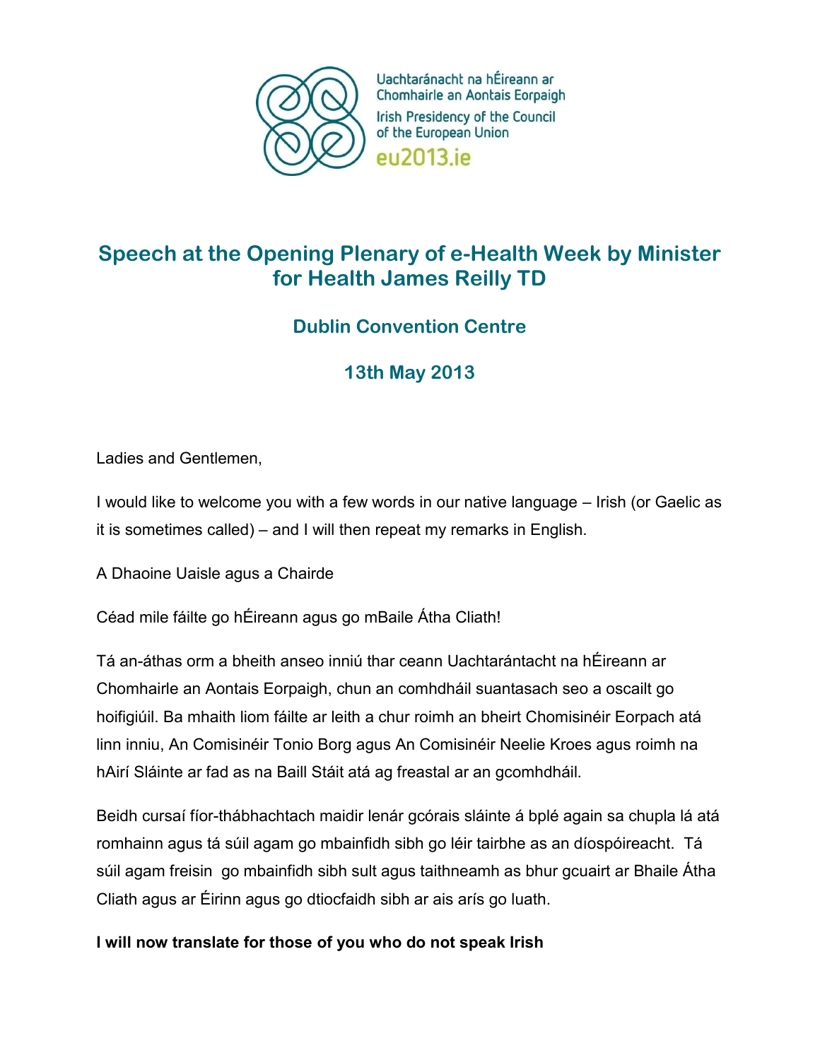Uachtaránacht na hÉireann ar Chomhairle an Aontais Eorpaigh

Irish Presidency of the Council of the European Union

eu2013.ie

# Speech at the Opening Plenary of e-Health Week by Minister for Health James Reilly TD

## Dublin Convention Centre

## 13th May 2013

Ladies and Gentlemen,

I would like to welcome you with a few words in our native language – Irish (or Gaelic as it is sometimes called) – and I will then repeat my remarks in English.

A Dhaoine Uaisle agus a Chairde

Céad mile fáilte go hÉireann agus go mBaile Átha Cliath!

Tá an-áthas orm a bheith anseo inniú thar ceann Uachtarántacht na hÉireann ar Chomhairle an Aontais Eorpaigh, chun an comhdháil suantasach seo a oscailt go hoifigiúil. Ba mhaith liom fáilte ar leith a chur roimh an bheirt Chomisinéir Eorpach atá linn inniu, An Comisinéir Tonio Borg agus An Comisinéir Neelie Kroes agus roimh na hAirí Sláinte ar fad as na Baill Stáit atá ag freastal ar an gcomhdháil.

Beidh cursaí fíor-thábhachtach maidir lenár gcórais sláinte á bplé again sa chupla lá atá romhainn agus tá súil agam go mbainfidh sibh go léir tairbhe as an díospóireacht. Tá súil agam freisin go mbainfidh sibh sult agus taithneamh as bhur gcuairt ar Bhaile Átha Cliath agus ar Éirinn agus go dtiocfaidh sibh ar ais arís go luath.

**I will now translate for those of you who do not speak Irish**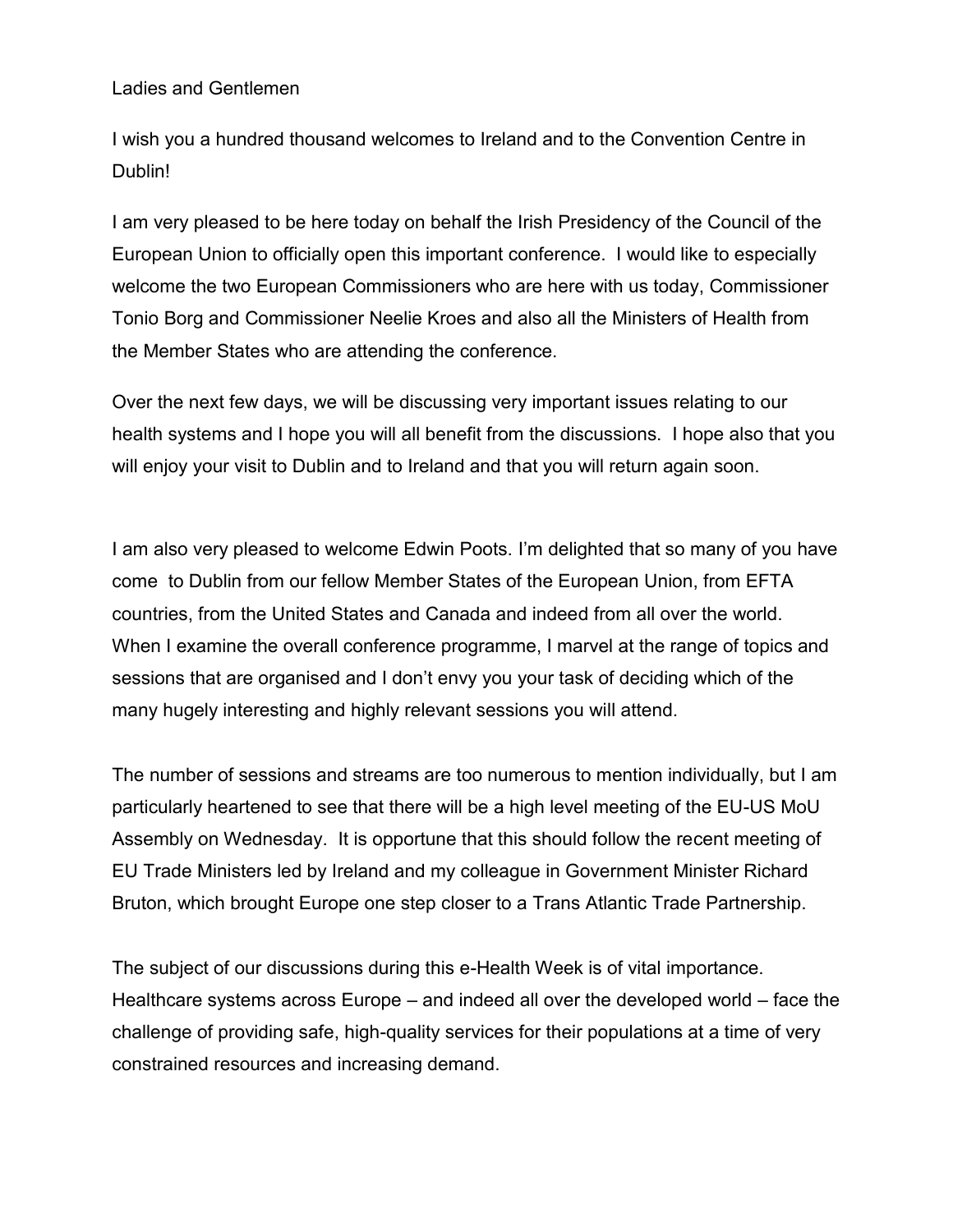Ladies and Gentlemen

I wish you a hundred thousand welcomes to Ireland and to the Convention Centre in Dublin!

I am very pleased to be here today on behalf the Irish Presidency of the Council of the European Union to officially open this important conference. I would like to especially welcome the two European Commissioners who are here with us today, Commissioner Tonio Borg and Commissioner Neelie Kroes and also all the Ministers of Health from the Member States who are attending the conference.

Over the next few days, we will be discussing very important issues relating to our health systems and I hope you will all benefit from the discussions. I hope also that you will enjoy your visit to Dublin and to Ireland and that you will return again soon.

I am also very pleased to welcome Edwin Poots. I'm delighted that so many of you have come to Dublin from our fellow Member States of the European Union, from EFTA countries, from the United States and Canada and indeed from all over the world. When I examine the overall conference programme, I marvel at the range of topics and sessions that are organised and I don't envy you your task of deciding which of the many hugely interesting and highly relevant sessions you will attend.

The number of sessions and streams are too numerous to mention individually, but I am particularly heartened to see that there will be a high level meeting of the EU-US MoU Assembly on Wednesday. It is opportune that this should follow the recent meeting of EU Trade Ministers led by Ireland and my colleague in Government Minister Richard Bruton, which brought Europe one step closer to a Trans Atlantic Trade Partnership.

The subject of our discussions during this e-Health Week is of vital importance. Healthcare systems across Europe – and indeed all over the developed world – face the challenge of providing safe, high-quality services for their populations at a time of very constrained resources and increasing demand.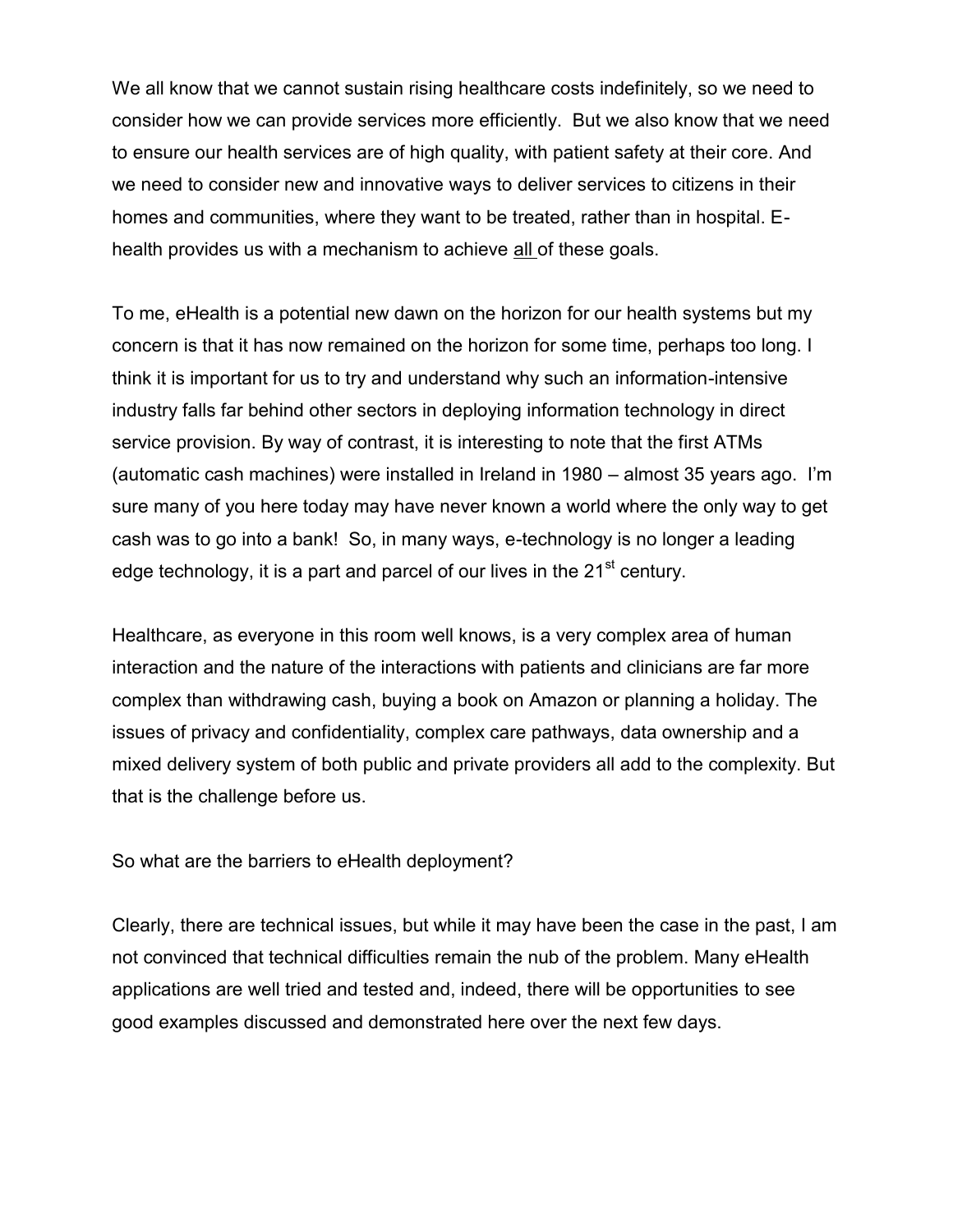We all know that we cannot sustain rising healthcare costs indefinitely, so we need to consider how we can provide services more efficiently. But we also know that we need to ensure our health services are of high quality, with patient safety at their core. And we need to consider new and innovative ways to deliver services to citizens in their homes and communities, where they want to be treated, rather than in hospital. E-health provides us with a mechanism to achieve <u>all</u> of these goals.

To me, eHealth is a potential new dawn on the horizon for our health systems but my concern is that it has now remained on the horizon for some time, perhaps too long. I think it is important for us to try and understand why such an information-intensive industry falls far behind other sectors in deploying information technology in direct service provision. By way of contrast, it is interesting to note that the first ATMs (automatic cash machines) were installed in Ireland in 1980 – almost 35 years ago. I'm sure many of you here today may have never known a world where the only way to get cash was to go into a bank! So, in many ways, e-technology is no longer a leading edge technology, it is a part and parcel of our lives in the 21st century.

Healthcare, as everyone in this room well knows, is a very complex area of human interaction and the nature of the interactions with patients and clinicians are far more complex than withdrawing cash, buying a book on Amazon or planning a holiday. The issues of privacy and confidentiality, complex care pathways, data ownership and a mixed delivery system of both public and private providers all add to the complexity. But that is the challenge before us.

So what are the barriers to eHealth deployment?

Clearly, there are technical issues, but while it may have been the case in the past, I am not convinced that technical difficulties remain the nub of the problem. Many eHealth applications are well tried and tested and, indeed, there will be opportunities to see good examples discussed and demonstrated here over the next few days.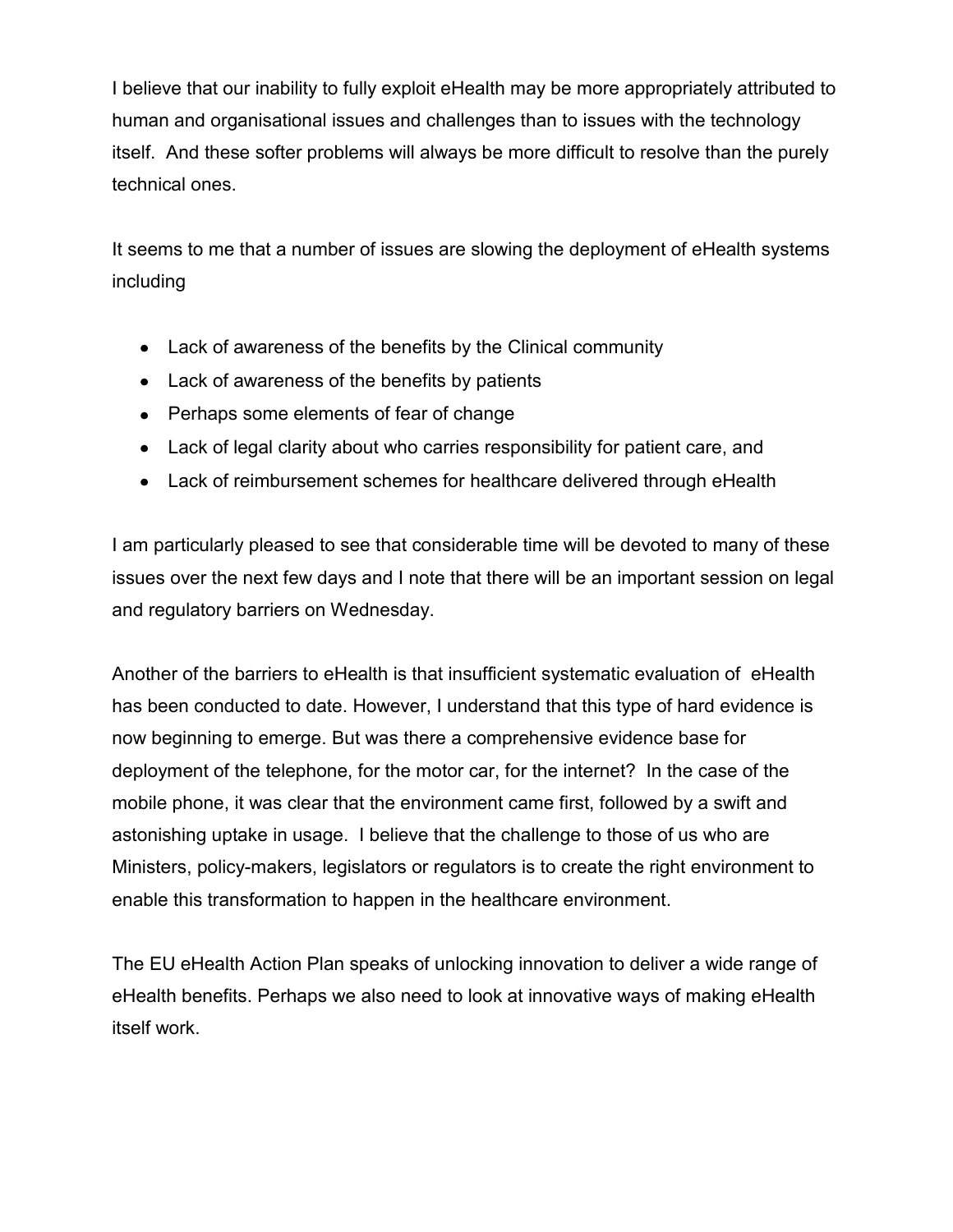I believe that our inability to fully exploit eHealth may be more appropriately attributed to human and organisational issues and challenges than to issues with the technology itself. And these softer problems will always be more difficult to resolve than the purely technical ones.

It seems to me that a number of issues are slowing the deployment of eHealth systems including

- Lack of awareness of the benefits by the Clinical community
- Lack of awareness of the benefits by patients
- Perhaps some elements of fear of change
- Lack of legal clarity about who carries responsibility for patient care, and
- Lack of reimbursement schemes for healthcare delivered through eHealth

I am particularly pleased to see that considerable time will be devoted to many of these issues over the next few days and I note that there will be an important session on legal and regulatory barriers on Wednesday.

Another of the barriers to eHealth is that insufficient systematic evaluation of eHealth has been conducted to date. However, I understand that this type of hard evidence is now beginning to emerge. But was there a comprehensive evidence base for deployment of the telephone, for the motor car, for the internet? In the case of the mobile phone, it was clear that the environment came first, followed by a swift and astonishing uptake in usage. I believe that the challenge to those of us who are Ministers, policy-makers, legislators or regulators is to create the right environment to enable this transformation to happen in the healthcare environment.

The EU eHealth Action Plan speaks of unlocking innovation to deliver a wide range of eHealth benefits. Perhaps we also need to look at innovative ways of making eHealth itself work.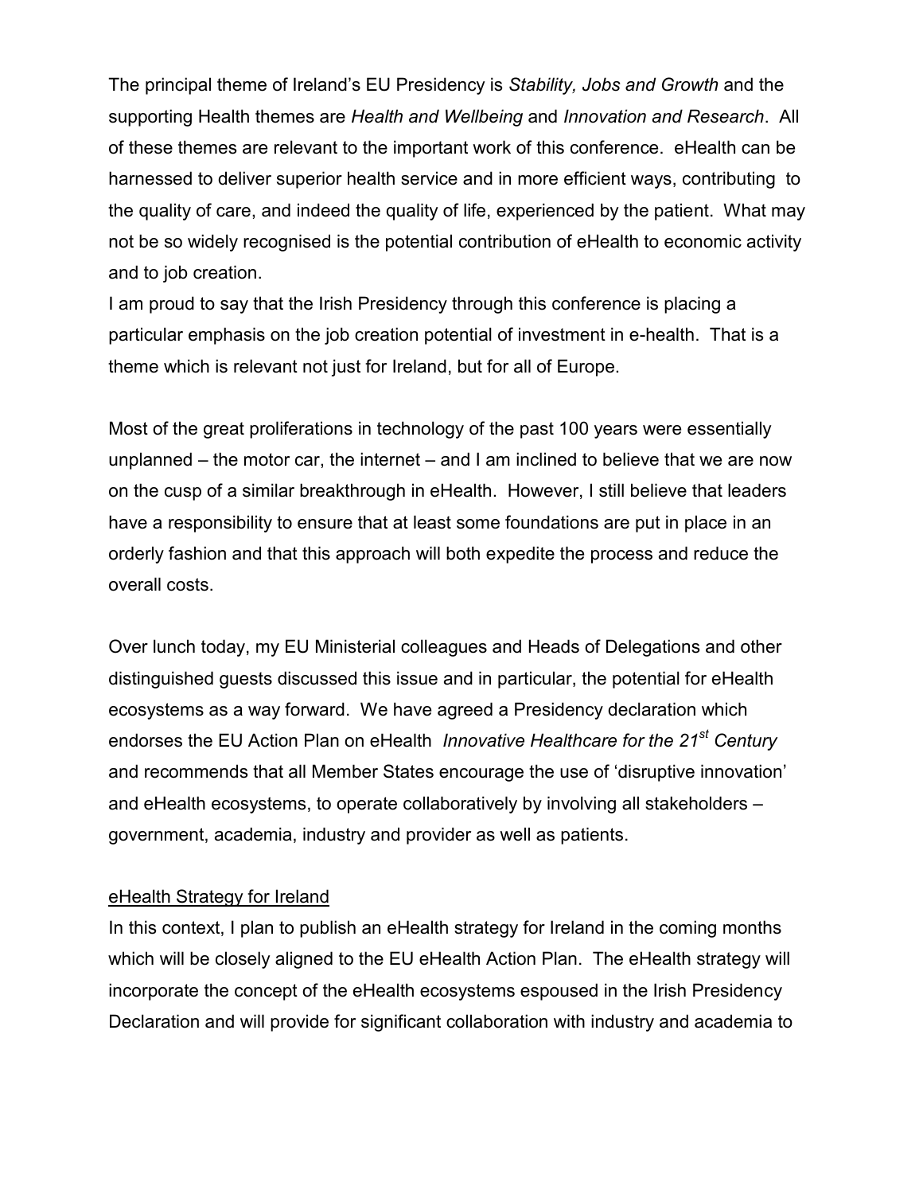The principal theme of Ireland's EU Presidency is *Stability, Jobs and Growth* and the supporting Health themes are *Health and Wellbeing* and *Innovation and Research*. All of these themes are relevant to the important work of this conference. eHealth can be harnessed to deliver superior health service and in more efficient ways, contributing to the quality of care, and indeed the quality of life, experienced by the patient. What may not be so widely recognised is the potential contribution of eHealth to economic activity and to job creation.

I am proud to say that the Irish Presidency through this conference is placing a particular emphasis on the job creation potential of investment in e-health. That is a theme which is relevant not just for Ireland, but for all of Europe.

Most of the great proliferations in technology of the past 100 years were essentially unplanned – the motor car, the internet – and I am inclined to believe that we are now on the cusp of a similar breakthrough in eHealth. However, I still believe that leaders have a responsibility to ensure that at least some foundations are put in place in an orderly fashion and that this approach will both expedite the process and reduce the overall costs.

Over lunch today, my EU Ministerial colleagues and Heads of Delegations and other distinguished guests discussed this issue and in particular, the potential for eHealth ecosystems as a way forward. We have agreed a Presidency declaration which endorses the EU Action Plan on eHealth *Innovative Healthcare for the 21st Century* and recommends that all Member States encourage the use of 'disruptive innovation' and eHealth ecosystems, to operate collaboratively by involving all stakeholders – government, academia, industry and provider as well as patients.

<u>eHealth Strategy for Ireland</u>

In this context, I plan to publish an eHealth strategy for Ireland in the coming months which will be closely aligned to the EU eHealth Action Plan. The eHealth strategy will incorporate the concept of the eHealth ecosystems espoused in the Irish Presidency Declaration and will provide for significant collaboration with industry and academia to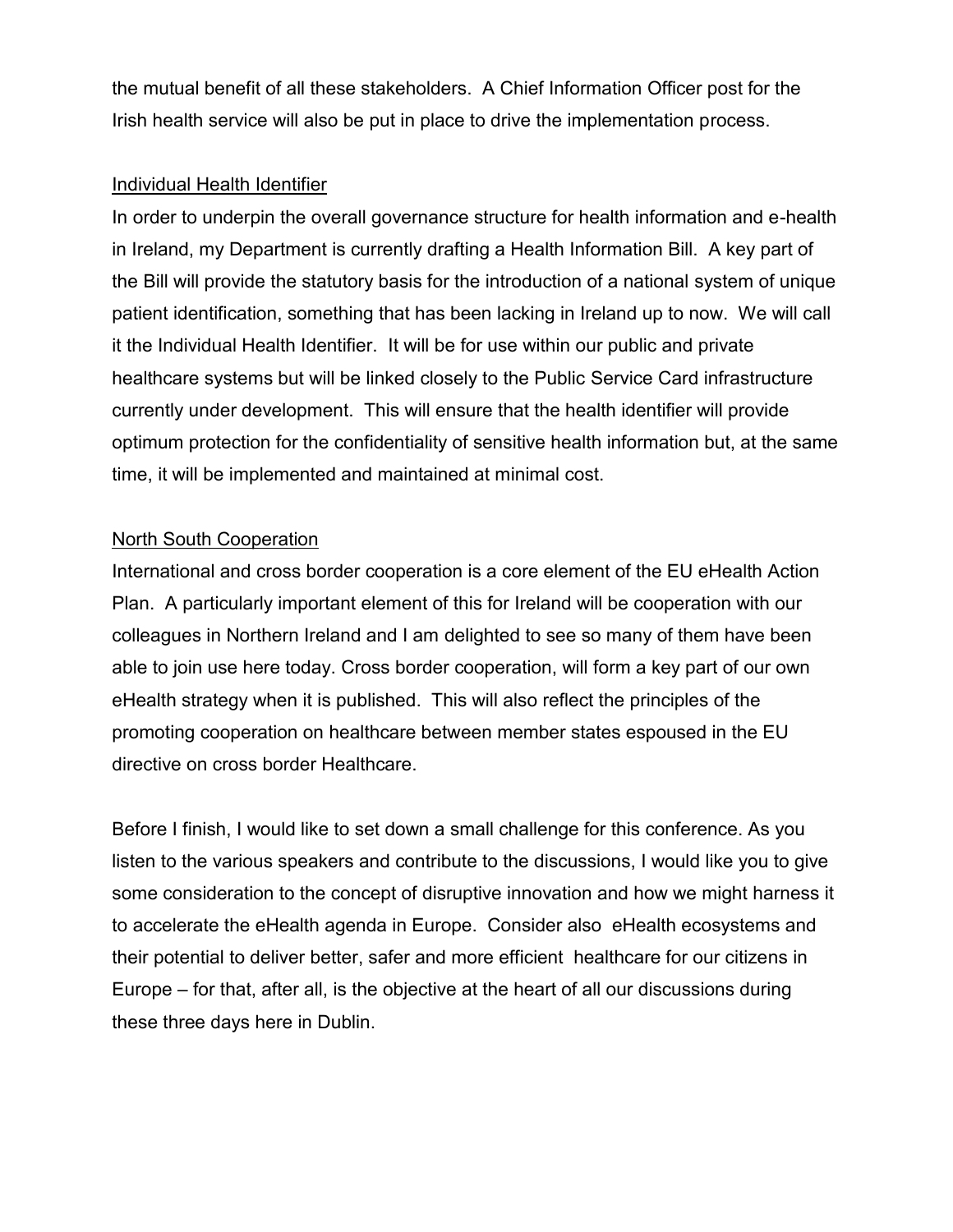the mutual benefit of all these stakeholders. A Chief Information Officer post for the Irish health service will also be put in place to drive the implementation process.

Individual Health Identifier

In order to underpin the overall governance structure for health information and e-health in Ireland, my Department is currently drafting a Health Information Bill. A key part of the Bill will provide the statutory basis for the introduction of a national system of unique patient identification, something that has been lacking in Ireland up to now. We will call it the Individual Health Identifier. It will be for use within our public and private healthcare systems but will be linked closely to the Public Service Card infrastructure currently under development. This will ensure that the health identifier will provide optimum protection for the confidentiality of sensitive health information but, at the same time, it will be implemented and maintained at minimal cost.

North South Cooperation

International and cross border cooperation is a core element of the EU eHealth Action Plan. A particularly important element of this for Ireland will be cooperation with our colleagues in Northern Ireland and I am delighted to see so many of them have been able to join use here today. Cross border cooperation, will form a key part of our own eHealth strategy when it is published. This will also reflect the principles of the promoting cooperation on healthcare between member states espoused in the EU directive on cross border Healthcare.

Before I finish, I would like to set down a small challenge for this conference. As you listen to the various speakers and contribute to the discussions, I would like you to give some consideration to the concept of disruptive innovation and how we might harness it to accelerate the eHealth agenda in Europe. Consider also eHealth ecosystems and their potential to deliver better, safer and more efficient healthcare for our citizens in Europe – for that, after all, is the objective at the heart of all our discussions during these three days here in Dublin.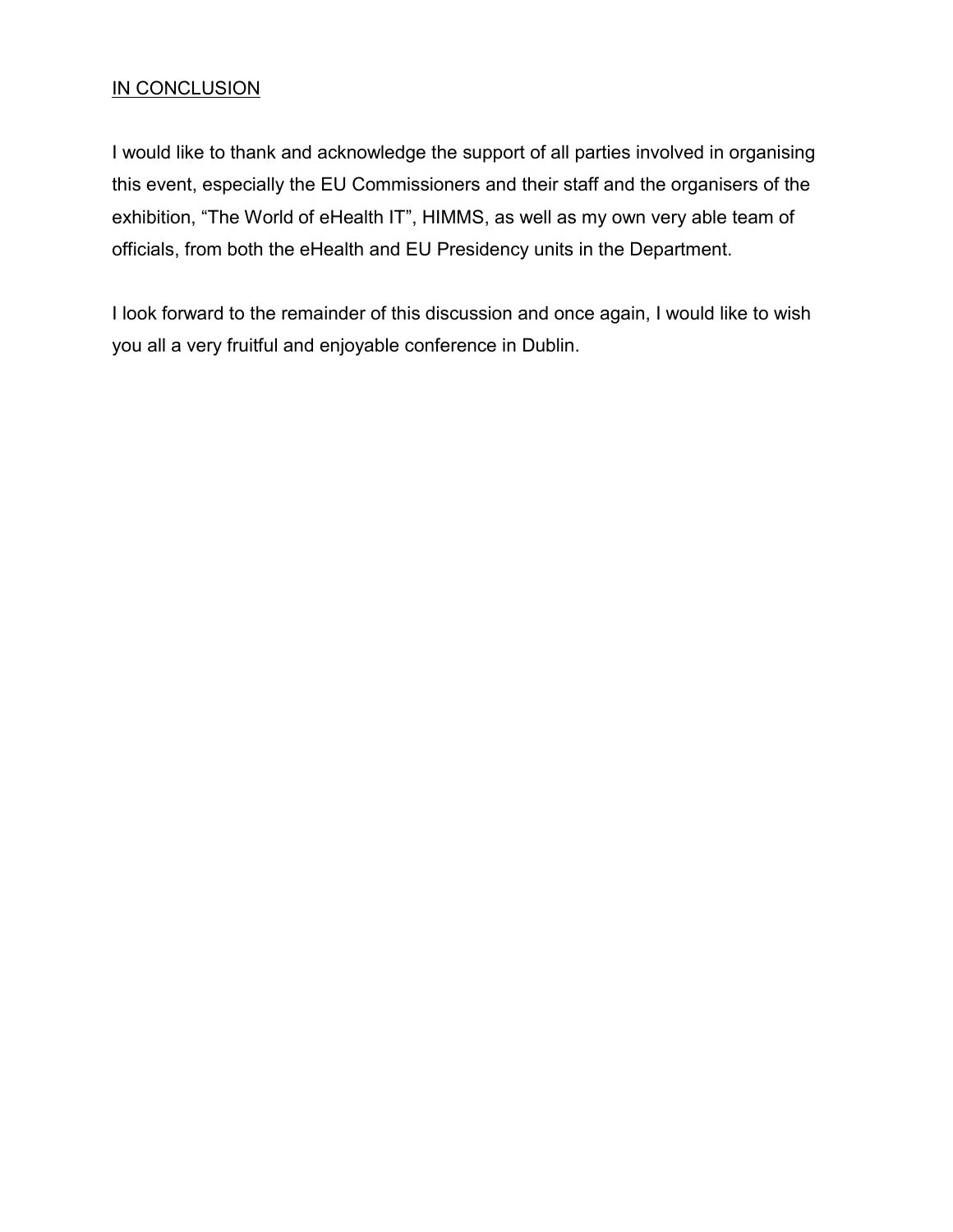## IN CONCLUSION

I would like to thank and acknowledge the support of all parties involved in organising this event, especially the EU Commissioners and their staff and the organisers of the exhibition, "The World of eHealth IT", HIMMS, as well as my own very able team of officials, from both the eHealth and EU Presidency units in the Department.

I look forward to the remainder of this discussion and once again, I would like to wish you all a very fruitful and enjoyable conference in Dublin.